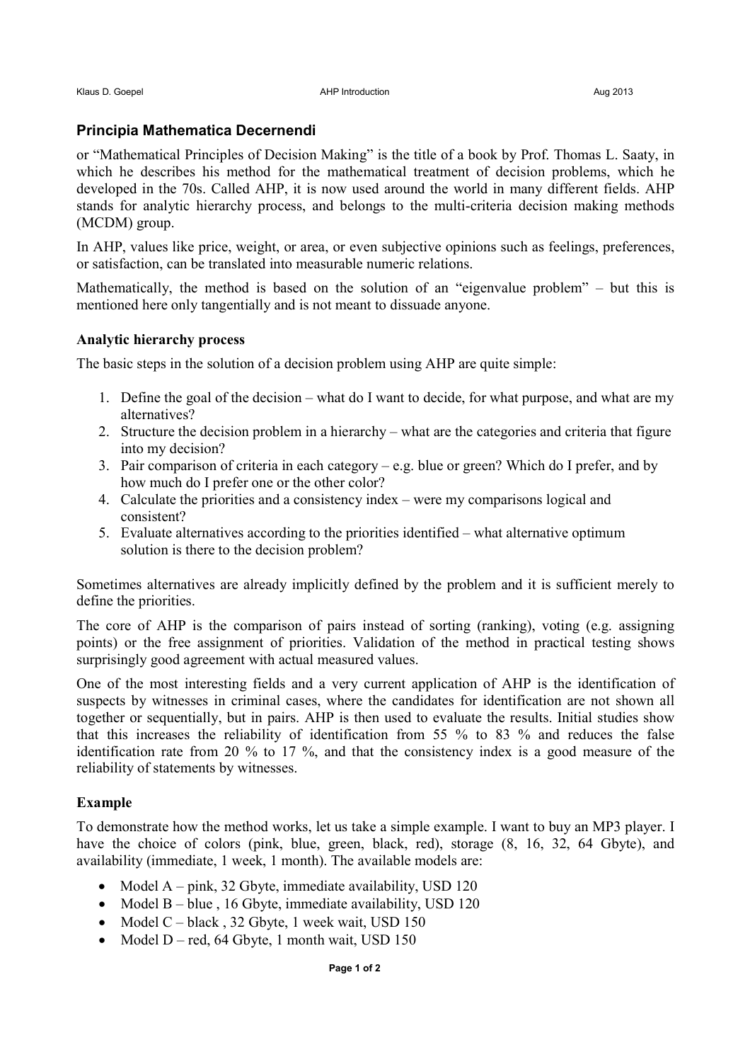## Principia Mathematica Decernendi

or "Mathematical Principles of Decision Making" is the title of a book by Prof. Thomas L. Saaty, in which he describes his method for the mathematical treatment of decision problems, which he developed in the 70s. Called AHP, it is now used around the world in many different fields. AHP stands for analytic hierarchy process, and belongs to the multi-criteria decision making methods (MCDM) group.

In AHP, values like price, weight, or area, or even subjective opinions such as feelings, preferences, or satisfaction, can be translated into measurable numeric relations.

Mathematically, the method is based on the solution of an "eigenvalue problem" – but this is mentioned here only tangentially and is not meant to dissuade anyone.

### Analytic hierarchy process

The basic steps in the solution of a decision problem using AHP are quite simple:

1. Define the goal of the decision – what do I want to decide, for what purpose, and what are my alternatives?
2. Structure the decision problem in a hierarchy – what are the categories and criteria that figure into my decision?
3. Pair comparison of criteria in each category – e.g. blue or green? Which do I prefer, and by how much do I prefer one or the other color?
4. Calculate the priorities and a consistency index – were my comparisons logical and consistent?
5. Evaluate alternatives according to the priorities identified – what alternative optimum solution is there to the decision problem?

Sometimes alternatives are already implicitly defined by the problem and it is sufficient merely to define the priorities.

The core of AHP is the comparison of pairs instead of sorting (ranking), voting (e.g. assigning points) or the free assignment of priorities. Validation of the method in practical testing shows surprisingly good agreement with actual measured values.

One of the most interesting fields and a very current application of AHP is the identification of suspects by witnesses in criminal cases, where the candidates for identification are not shown all together or sequentially, but in pairs. AHP is then used to evaluate the results. Initial studies show that this increases the reliability of identification from 55 % to 83 % and reduces the false identification rate from 20 % to 17 %, and that the consistency index is a good measure of the reliability of statements by witnesses.

### Example

To demonstrate how the method works, let us take a simple example. I want to buy an MP3 player. I have the choice of colors (pink, blue, green, black, red), storage (8, 16, 32, 64 Gbyte), and availability (immediate, 1 week, 1 month). The available models are:

- Model A – pink, 32 Gbyte, immediate availability, USD 120
- Model B – blue , 16 Gbyte, immediate availability, USD 120
- Model C – black , 32 Gbyte, 1 week wait, USD 150
- Model D – red, 64 Gbyte, 1 month wait, USD 150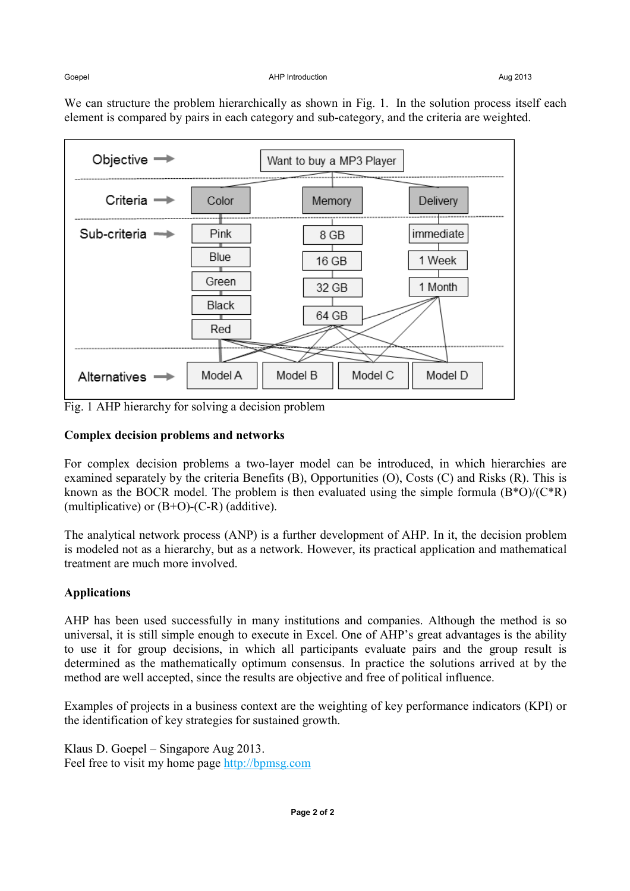We can structure the problem hierarchically as shown in Fig. 1. In the solution process itself each element is compared by pairs in each category and sub-category, and the criteria are weighted.

Objective
Want to buy a MP3 Player
Criteria
Color
Memory
Delivery
Sub-criteria
Pink
Blue
Green
Black
Red
8 GB
16 GB
32 GB
64 GB
immediate
1 Week
1 Month
Alternatives
Model A
Model B
Model C
Model D

Fig. 1 AHP hierarchy for solving a decision problem

**Complex decision problems and networks**

For complex decision problems a two-layer model can be introduced, in which hierarchies are examined separately by the criteria Benefits (B), Opportunities (O), Costs (C) and Risks (R). This is known as the BOCR model. The problem is then evaluated using the simple formula (B*O)/(C*R) (multiplicative) or (B+O)-(C-R) (additive).

The analytical network process (ANP) is a further development of AHP. In it, the decision problem is modeled not as a hierarchy, but as a network. However, its practical application and mathematical treatment are much more involved.

**Applications**

AHP has been used successfully in many institutions and companies. Although the method is so universal, it is still simple enough to execute in Excel. One of AHP's great advantages is the ability to use it for group decisions, in which all participants evaluate pairs and the group result is determined as the mathematically optimum consensus. In practice the solutions arrived at by the method are well accepted, since the results are objective and free of political influence.

Examples of projects in a business context are the weighting of key performance indicators (KPI) or the identification of key strategies for sustained growth.

Klaus D. Goepel – Singapore Aug 2013.
Feel free to visit my home page [http://bpmsg.com](http://bpmsg.com)